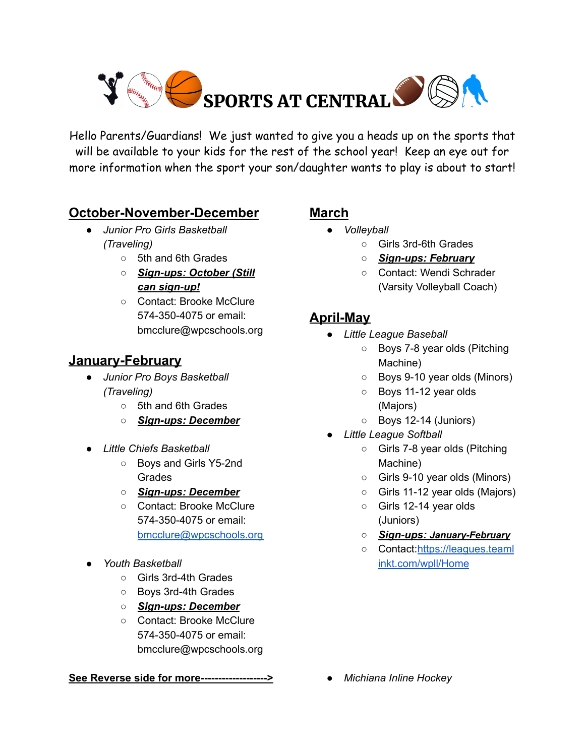# SPORTS AT CENTRAL

Hello Parents/Guardians! We just wanted to give you a heads up on the sports that will be available to your kids for the rest of the school year! Keep an eye out for more information when the sport your son/daughter wants to play is about to start!

## October-November-December

- *Junior Pro Girls Basketball (Traveling)*
  - 5th and 6th Grades
  - ***Sign-ups: October (Still can sign-up!***
  - Contact: Brooke McClure 574-350-4075 or email: bmcclure@wpcschools.org

## January-February

- *Junior Pro Boys Basketball (Traveling)*
  - 5th and 6th Grades
  - ***Sign-ups: December***
- *Little Chiefs Basketball*
  - Boys and Girls Y5-2nd Grades
  - ***Sign-ups: December***
  - Contact: Brooke McClure 574-350-4075 or email: bmcclure@wpcschools.org
- *Youth Basketball*
  - Girls 3rd-4th Grades
  - Boys 3rd-4th Grades
  - ***Sign-ups: December***
  - Contact: Brooke McClure 574-350-4075 or email: bmcclure@wpcschools.org

**See Reverse side for more------------------->**

## March

- *Volleyball*
  - Girls 3rd-6th Grades
  - ***Sign-ups: February***
  - Contact: Wendi Schrader (Varsity Volleyball Coach)

## April-May

- *Little League Baseball*
  - Boys 7-8 year olds (Pitching Machine)
  - Boys 9-10 year olds (Minors)
  - Boys 11-12 year olds (Majors)
  - Boys 12-14 (Juniors)
- *Little League Softball*
  - Girls 7-8 year olds (Pitching Machine)
  - Girls 9-10 year olds (Minors)
  - Girls 11-12 year olds (Majors)
  - Girls 12-14 year olds (Juniors)
  - ***Sign-ups: January-February***
  - Contact: https://leagues.teamlinkt.com/wpll/Home
- *Michiana Inline Hockey*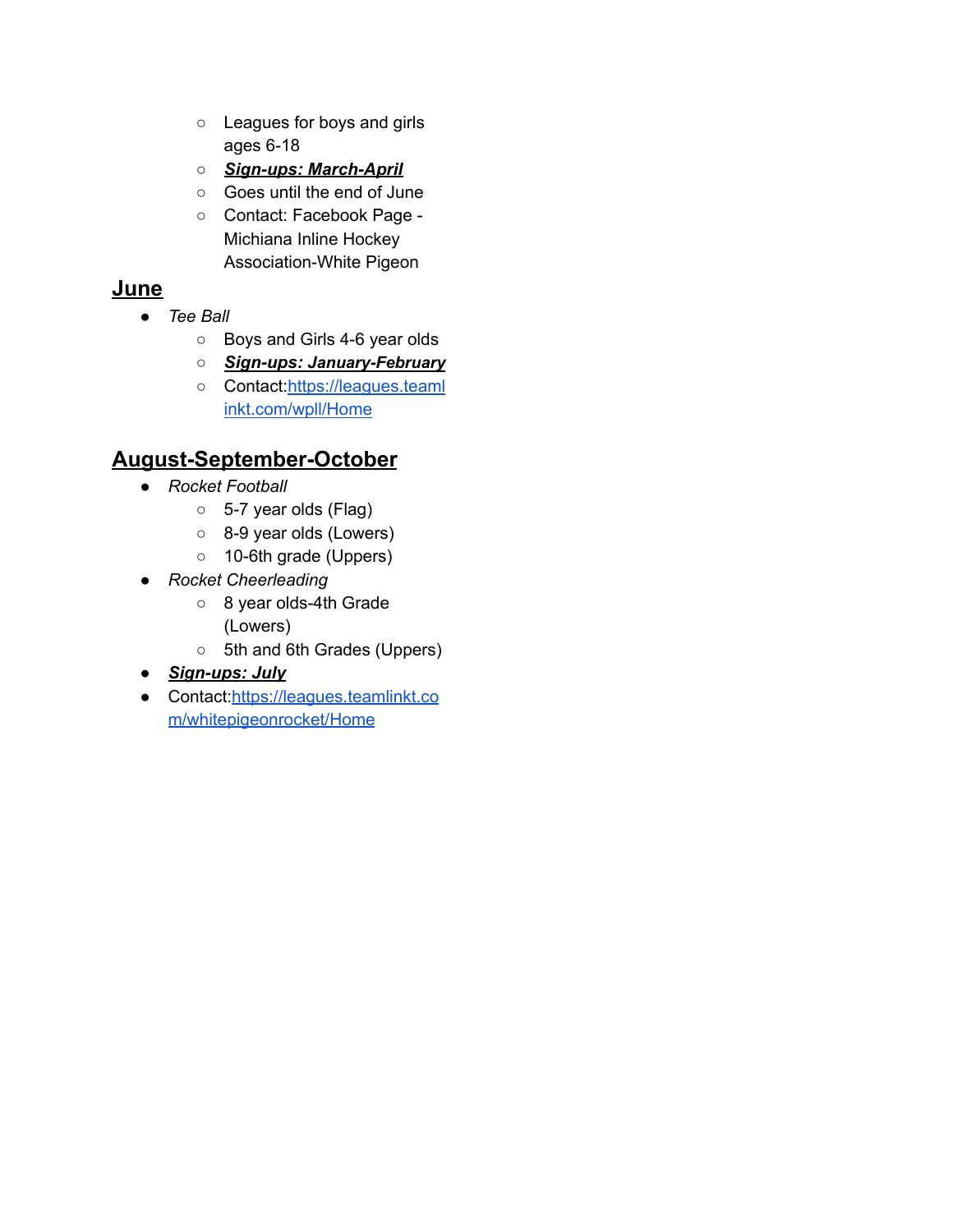- Leagues for boys and girls ages 6-18
  - ***Sign-ups: March-April***
  - Goes until the end of June
  - Contact: Facebook Page - Michiana Inline Hockey Association-White Pigeon

## June

- *Tee Ball*
  - Boys and Girls 4-6 year olds
  - ***Sign-ups: January-February***
  - Contact:[https://leagues.teamlinkt.com/wpll/Home](https://leagues.teamlinkt.com/wpll/Home)

## August-September-October

- *Rocket Football*
  - 5-7 year olds (Flag)
  - 8-9 year olds (Lowers)
  - 10-6th grade (Uppers)
- *Rocket Cheerleading*
  - 8 year olds-4th Grade (Lowers)
  - 5th and 6th Grades (Uppers)
- ***Sign-ups: July***
- Contact:[https://leagues.teamlinkt.com/whitepigeonrocket/Home](https://leagues.teamlinkt.com/whitepigeonrocket/Home)